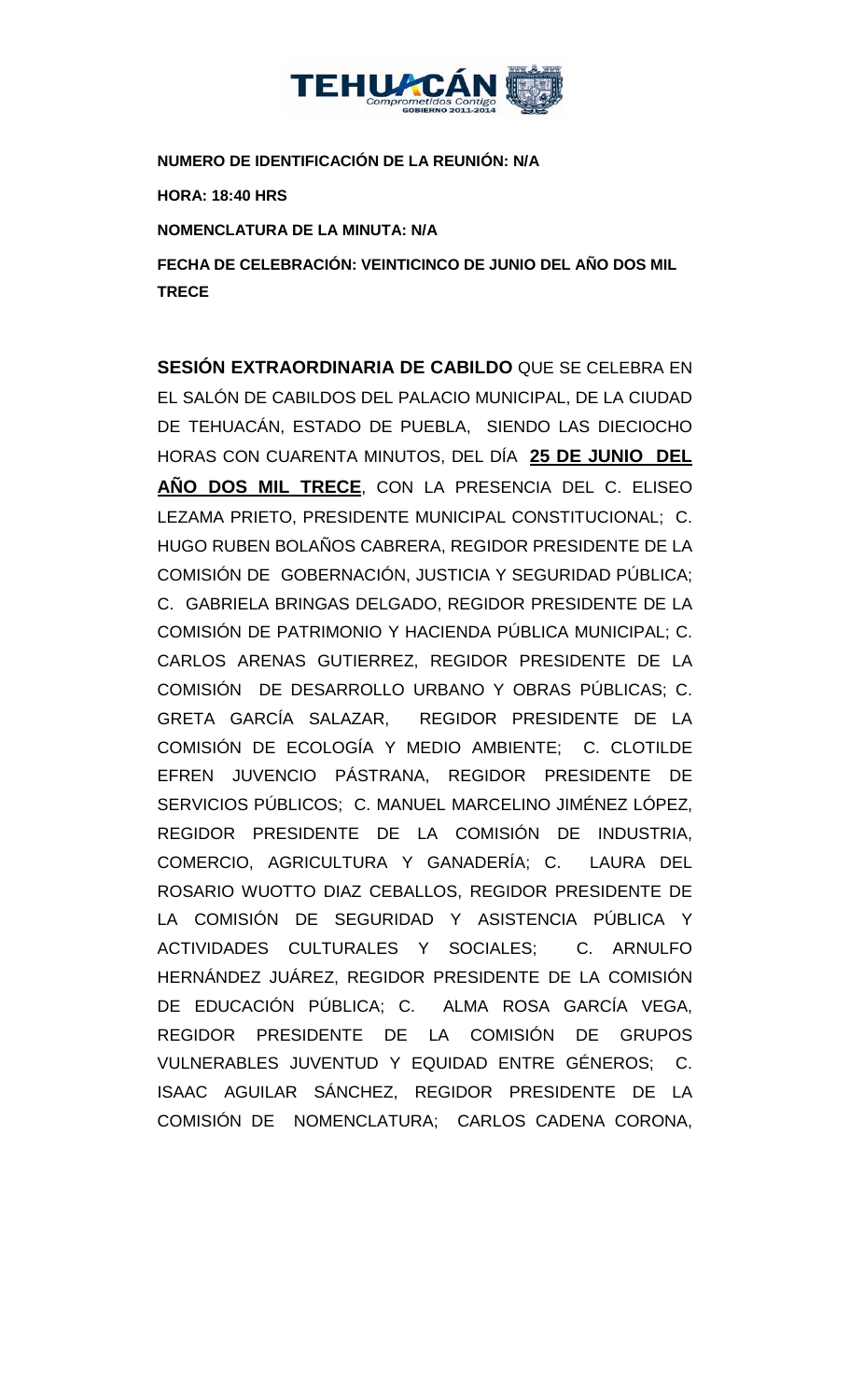**NUMERO DE IDENTIFICACIÓN DE LA REUNIÓN: N/A**

**HORA: 18:40 HRS**

**NOMENCLATURA DE LA MINUTA: N/A**

**FECHA DE CELEBRACIÓN: VEINTICINCO DE JUNIO DEL AÑO DOS MIL TRECE**

**SESIÓN EXTRAORDINARIA DE CABILDO** QUE SE CELEBRA EN EL SALÓN DE CABILDOS DEL PALACIO MUNICIPAL, DE LA CIUDAD DE TEHUACÁN, ESTADO DE PUEBLA, SIENDO LAS DIECIOCHO HORAS CON CUARENTA MINUTOS, DEL DÍA **25 DE JUNIO DEL AÑO DOS MIL TRECE**, CON LA PRESENCIA DEL C. ELISEO LEZAMA PRIETO, PRESIDENTE MUNICIPAL CONSTITUCIONAL; C. HUGO RUBEN BOLAÑOS CABRERA, REGIDOR PRESIDENTE DE LA COMISIÓN DE GOBERNACIÓN, JUSTICIA Y SEGURIDAD PÚBLICA; C. GABRIELA BRINGAS DELGADO, REGIDOR PRESIDENTE DE LA COMISIÓN DE PATRIMONIO Y HACIENDA PÚBLICA MUNICIPAL; C. CARLOS ARENAS GUTIERREZ, REGIDOR PRESIDENTE DE LA COMISIÓN DE DESARROLLO URBANO Y OBRAS PÚBLICAS; C. GRETA GARCÍA SALAZAR, REGIDOR PRESIDENTE DE LA COMISIÓN DE ECOLOGÍA Y MEDIO AMBIENTE; C. CLOTILDE EFREN JUVENCIO PÁSTRANA, REGIDOR PRESIDENTE DE SERVICIOS PÚBLICOS; C. MANUEL MARCELINO JIMÉNEZ LÓPEZ, REGIDOR PRESIDENTE DE LA COMISIÓN DE INDUSTRIA, COMERCIO, AGRICULTURA Y GANADERÍA; C. LAURA DEL ROSARIO WUOTTO DIAZ CEBALLOS, REGIDOR PRESIDENTE DE LA COMISIÓN DE SEGURIDAD Y ASISTENCIA PÚBLICA Y ACTIVIDADES CULTURALES Y SOCIALES; C. ARNULFO HERNÁNDEZ JUÁREZ, REGIDOR PRESIDENTE DE LA COMISIÓN DE EDUCACIÓN PÚBLICA; C. ALMA ROSA GARCÍA VEGA, REGIDOR PRESIDENTE DE LA COMISIÓN DE GRUPOS VULNERABLES JUVENTUD Y EQUIDAD ENTRE GÉNEROS; C. ISAAC AGUILAR SÁNCHEZ, REGIDOR PRESIDENTE DE LA COMISIÓN DE NOMENCLATURA; CARLOS CADENA CORONA,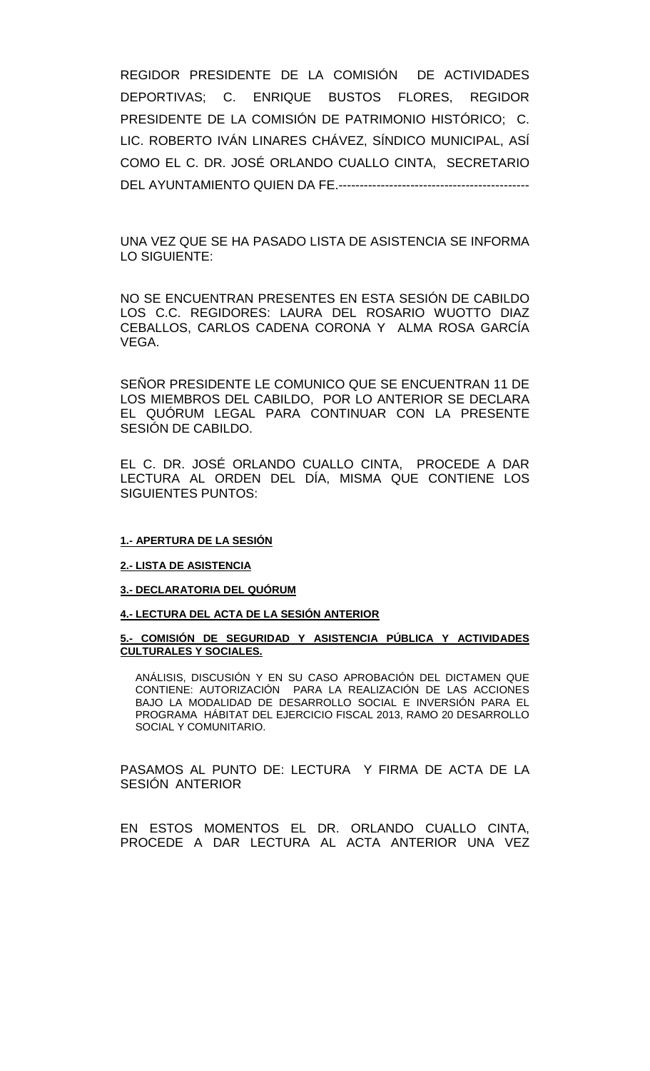REGIDOR PRESIDENTE DE LA COMISIÓN DE ACTIVIDADES DEPORTIVAS; C. ENRIQUE BUSTOS FLORES, REGIDOR PRESIDENTE DE LA COMISIÓN DE PATRIMONIO HISTÓRICO; C. LIC. ROBERTO IVÁN LINARES CHÁVEZ, SÍNDICO MUNICIPAL, ASÍ COMO EL C. DR. JOSÉ ORLANDO CUALLO CINTA, SECRETARIO DEL AYUNTAMIENTO QUIEN DA FE.---------------------------------------------

UNA VEZ QUE SE HA PASADO LISTA DE ASISTENCIA SE INFORMA LO SIGUIENTE:

NO SE ENCUENTRAN PRESENTES EN ESTA SESIÓN DE CABILDO LOS C.C. REGIDORES: LAURA DEL ROSARIO WUOTTO DIAZ CEBALLOS, CARLOS CADENA CORONA Y ALMA ROSA GARCÍA VEGA.

SEÑOR PRESIDENTE LE COMUNICO QUE SE ENCUENTRAN 11 DE LOS MIEMBROS DEL CABILDO, POR LO ANTERIOR SE DECLARA EL QUÓRUM LEGAL PARA CONTINUAR CON LA PRESENTE SESIÓN DE CABILDO.

EL C. DR. JOSÉ ORLANDO CUALLO CINTA, PROCEDE A DAR LECTURA AL ORDEN DEL DÍA, MISMA QUE CONTIENE LOS SIGUIENTES PUNTOS:

**1.- APERTURA DE LA SESIÓN**

**2.- LISTA DE ASISTENCIA**

**3.- DECLARATORIA DEL QUÓRUM**

**4.- LECTURA DEL ACTA DE LA SESIÓN ANTERIOR**

**5.- COMISIÓN DE SEGURIDAD Y ASISTENCIA PÚBLICA Y ACTIVIDADES CULTURALES Y SOCIALES.**

ANÁLISIS, DISCUSIÓN Y EN SU CASO APROBACIÓN DEL DICTAMEN QUE CONTIENE: AUTORIZACIÓN PARA LA REALIZACIÓN DE LAS ACCIONES BAJO LA MODALIDAD DE DESARROLLO SOCIAL E INVERSIÓN PARA EL PROGRAMA HÁBITAT DEL EJERCICIO FISCAL 2013, RAMO 20 DESARROLLO SOCIAL Y COMUNITARIO.

PASAMOS AL PUNTO DE: LECTURA Y FIRMA DE ACTA DE LA SESIÓN ANTERIOR

EN ESTOS MOMENTOS EL DR. ORLANDO CUALLO CINTA, PROCEDE A DAR LECTURA AL ACTA ANTERIOR UNA VEZ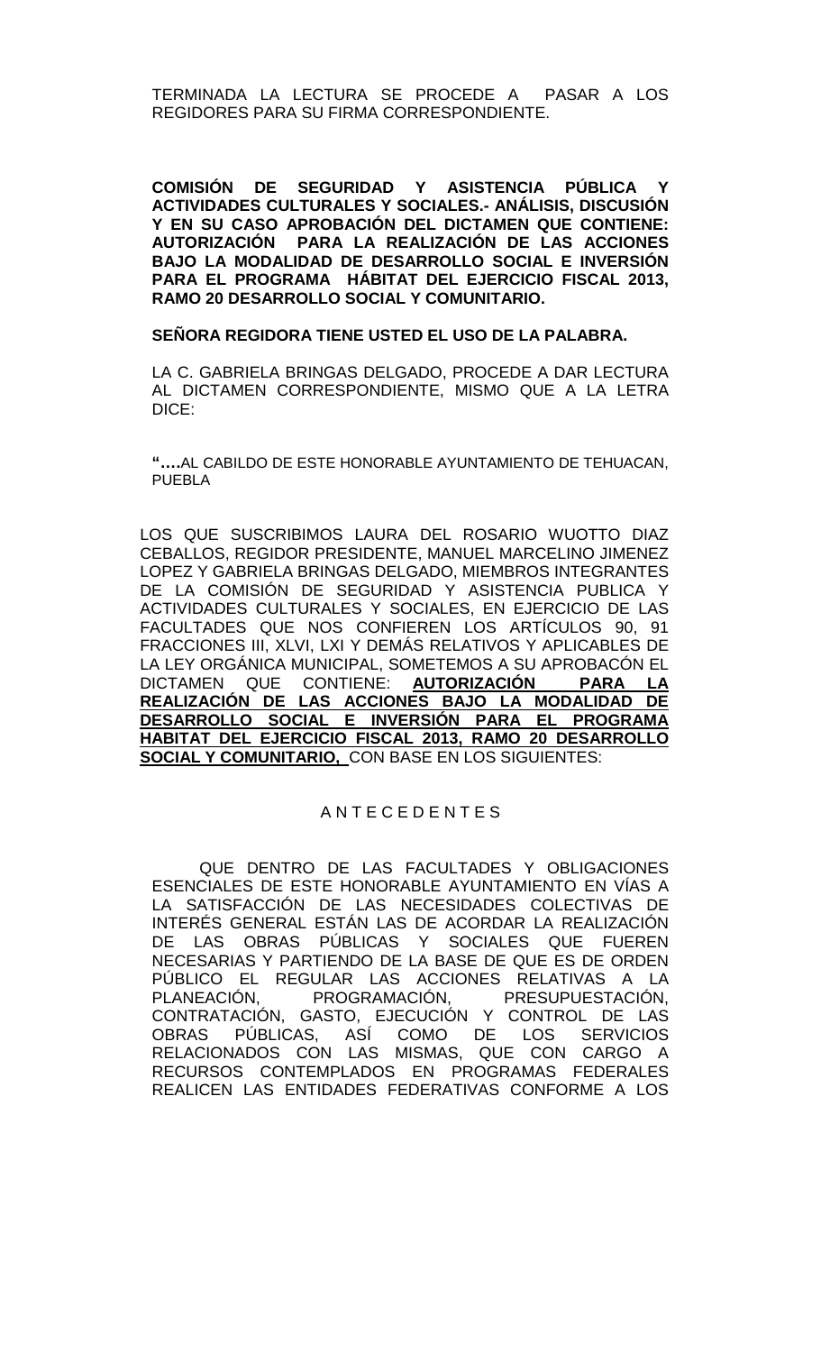TERMINADA LA LECTURA SE PROCEDE A PASAR A LOS REGIDORES PARA SU FIRMA CORRESPONDIENTE.

**COMISIÓN DE SEGURIDAD Y ASISTENCIA PÚBLICA Y ACTIVIDADES CULTURALES Y SOCIALES.- ANÁLISIS, DISCUSIÓN Y EN SU CASO APROBACIÓN DEL DICTAMEN QUE CONTIENE: AUTORIZACIÓN PARA LA REALIZACIÓN DE LAS ACCIONES BAJO LA MODALIDAD DE DESARROLLO SOCIAL E INVERSIÓN PARA EL PROGRAMA HÁBITAT DEL EJERCICIO FISCAL 2013, RAMO 20 DESARROLLO SOCIAL Y COMUNITARIO.**

**SEÑORA REGIDORA TIENE USTED EL USO DE LA PALABRA.**

LA C. GABRIELA BRINGAS DELGADO, PROCEDE A DAR LECTURA AL DICTAMEN CORRESPONDIENTE, MISMO QUE A LA LETRA DICE:

**"….**AL CABILDO DE ESTE HONORABLE AYUNTAMIENTO DE TEHUACAN, PUEBLA

LOS QUE SUSCRIBIMOS LAURA DEL ROSARIO WUOTTO DIAZ CEBALLOS, REGIDOR PRESIDENTE, MANUEL MARCELINO JIMENEZ LOPEZ Y GABRIELA BRINGAS DELGADO, MIEMBROS INTEGRANTES DE LA COMISIÓN DE SEGURIDAD Y ASISTENCIA PUBLICA Y ACTIVIDADES CULTURALES Y SOCIALES, EN EJERCICIO DE LAS FACULTADES QUE NOS CONFIEREN LOS ARTÍCULOS 90, 91 FRACCIONES III, XLVI, LXI Y DEMÁS RELATIVOS Y APLICABLES DE LA LEY ORGÁNICA MUNICIPAL, SOMETEMOS A SU APROBACÓN EL DICTAMEN QUE CONTIENE: **AUTORIZACIÓN PARA LA REALIZACIÓN DE LAS ACCIONES BAJO LA MODALIDAD DE DESARROLLO SOCIAL E INVERSIÓN PARA EL PROGRAMA HABITAT DEL EJERCICIO FISCAL 2013, RAMO 20 DESARROLLO SOCIAL Y COMUNITARIO,** CON BASE EN LOS SIGUIENTES:

A N T E C E D E N T E S

QUE DENTRO DE LAS FACULTADES Y OBLIGACIONES ESENCIALES DE ESTE HONORABLE AYUNTAMIENTO EN VÍAS A LA SATISFACCIÓN DE LAS NECESIDADES COLECTIVAS DE INTERÉS GENERAL ESTÁN LAS DE ACORDAR LA REALIZACIÓN DE LAS OBRAS PÚBLICAS Y SOCIALES QUE FUEREN NECESARIAS Y PARTIENDO DE LA BASE DE QUE ES DE ORDEN PÚBLICO EL REGULAR LAS ACCIONES RELATIVAS A LA PLANEACIÓN, PROGRAMACIÓN, PRESUPUESTACIÓN, CONTRATACIÓN, GASTO, EJECUCIÓN Y CONTROL DE LAS OBRAS PÚBLICAS, ASÍ COMO DE LOS SERVICIOS RELACIONADOS CON LAS MISMAS, QUE CON CARGO A RECURSOS CONTEMPLADOS EN PROGRAMAS FEDERALES REALICEN LAS ENTIDADES FEDERATIVAS CONFORME A LOS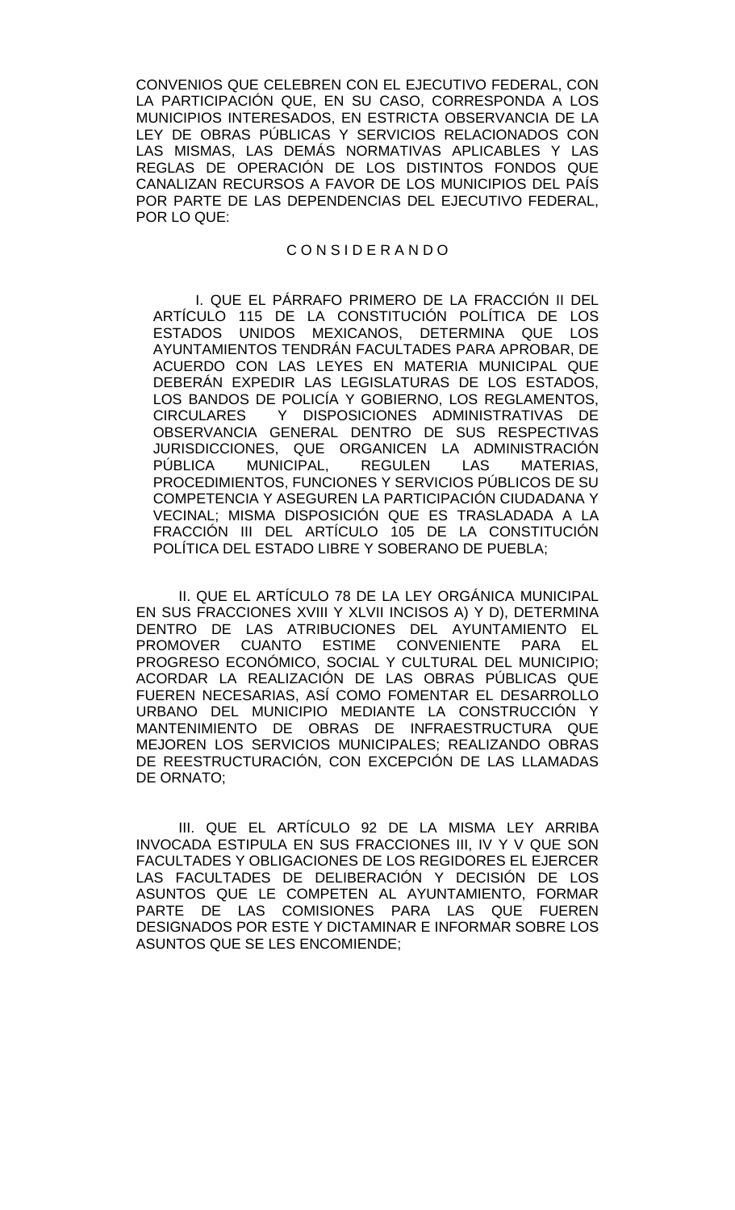CONVENIOS QUE CELEBREN CON EL EJECUTIVO FEDERAL, CON LA PARTICIPACIÓN QUE, EN SU CASO, CORRESPONDA A LOS MUNICIPIOS INTERESADOS, EN ESTRICTA OBSERVANCIA DE LA LEY DE OBRAS PÚBLICAS Y SERVICIOS RELACIONADOS CON LAS MISMAS, LAS DEMÁS NORMATIVAS APLICABLES Y LAS REGLAS DE OPERACIÓN DE LOS DISTINTOS FONDOS QUE CANALIZAN RECURSOS A FAVOR DE LOS MUNICIPIOS DEL PAÍS POR PARTE DE LAS DEPENDENCIAS DEL EJECUTIVO FEDERAL, POR LO QUE:

C O N S I D E R A N D O

I. QUE EL PÁRRAFO PRIMERO DE LA FRACCIÓN II DEL ARTÍCULO 115 DE LA CONSTITUCIÓN POLÍTICA DE LOS ESTADOS UNIDOS MEXICANOS, DETERMINA QUE LOS AYUNTAMIENTOS TENDRÁN FACULTADES PARA APROBAR, DE ACUERDO CON LAS LEYES EN MATERIA MUNICIPAL QUE DEBERÁN EXPEDIR LAS LEGISLATURAS DE LOS ESTADOS, LOS BANDOS DE POLICÍA Y GOBIERNO, LOS REGLAMENTOS, CIRCULARES Y DISPOSICIONES ADMINISTRATIVAS DE OBSERVANCIA GENERAL DENTRO DE SUS RESPECTIVAS JURISDICCIONES, QUE ORGANICEN LA ADMINISTRACIÓN PÚBLICA MUNICIPAL, REGULEN LAS MATERIAS, PROCEDIMIENTOS, FUNCIONES Y SERVICIOS PÚBLICOS DE SU COMPETENCIA Y ASEGUREN LA PARTICIPACIÓN CIUDADANA Y VECINAL; MISMA DISPOSICIÓN QUE ES TRASLADADA A LA FRACCIÓN III DEL ARTÍCULO 105 DE LA CONSTITUCIÓN POLÍTICA DEL ESTADO LIBRE Y SOBERANO DE PUEBLA;

II. QUE EL ARTÍCULO 78 DE LA LEY ORGÁNICA MUNICIPAL EN SUS FRACCIONES XVIII Y XLVII INCISOS A) Y D), DETERMINA DENTRO DE LAS ATRIBUCIONES DEL AYUNTAMIENTO EL PROMOVER CUANTO ESTIME CONVENIENTE PARA EL PROGRESO ECONÓMICO, SOCIAL Y CULTURAL DEL MUNICIPIO; ACORDAR LA REALIZACIÓN DE LAS OBRAS PÚBLICAS QUE FUEREN NECESARIAS, ASÍ COMO FOMENTAR EL DESARROLLO URBANO DEL MUNICIPIO MEDIANTE LA CONSTRUCCIÓN Y MANTENIMIENTO DE OBRAS DE INFRAESTRUCTURA QUE MEJOREN LOS SERVICIOS MUNICIPALES; REALIZANDO OBRAS DE REESTRUCTURACIÓN, CON EXCEPCIÓN DE LAS LLAMADAS DE ORNATO;

III. QUE EL ARTÍCULO 92 DE LA MISMA LEY ARRIBA INVOCADA ESTIPULA EN SUS FRACCIONES III, IV Y V QUE SON FACULTADES Y OBLIGACIONES DE LOS REGIDORES EL EJERCER LAS FACULTADES DE DELIBERACIÓN Y DECISIÓN DE LOS ASUNTOS QUE LE COMPETEN AL AYUNTAMIENTO, FORMAR PARTE DE LAS COMISIONES PARA LAS QUE FUEREN DESIGNADOS POR ESTE Y DICTAMINAR E INFORMAR SOBRE LOS ASUNTOS QUE SE LES ENCOMIENDE;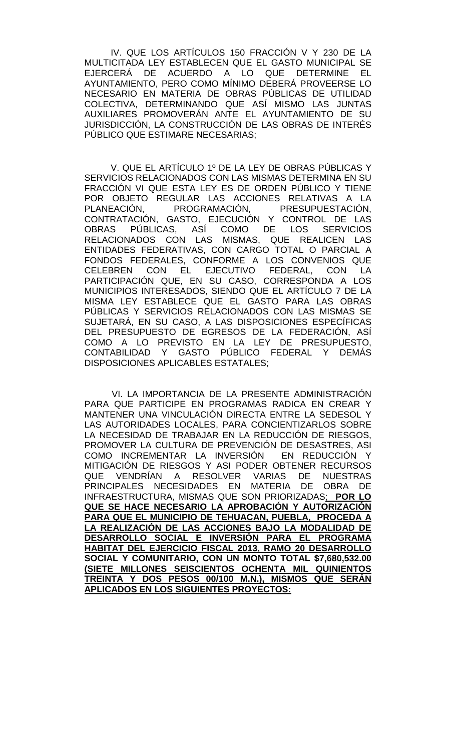IV. QUE LOS ARTÍCULOS 150 FRACCIÓN V Y 230 DE LA MULTICITADA LEY ESTABLECEN QUE EL GASTO MUNICIPAL SE EJERCERÁ DE ACUERDO A LO QUE DETERMINE EL AYUNTAMIENTO, PERO COMO MÍNIMO DEBERÁ PROVEERSE LO NECESARIO EN MATERIA DE OBRAS PÚBLICAS DE UTILIDAD COLECTIVA, DETERMINANDO QUE ASÍ MISMO LAS JUNTAS AUXILIARES PROMOVERÁN ANTE EL AYUNTAMIENTO DE SU JURISDICCIÓN, LA CONSTRUCCIÓN DE LAS OBRAS DE INTERÉS PÚBLICO QUE ESTIMARE NECESARIAS;

V. QUE EL ARTÍCULO 1º DE LA LEY DE OBRAS PÚBLICAS Y SERVICIOS RELACIONADOS CON LAS MISMAS DETERMINA EN SU FRACCIÓN VI QUE ESTA LEY ES DE ORDEN PÚBLICO Y TIENE POR OBJETO REGULAR LAS ACCIONES RELATIVAS A LA PLANEACIÓN, PROGRAMACIÓN, PRESUPUESTACIÓN, CONTRATACIÓN, GASTO, EJECUCIÓN Y CONTROL DE LAS OBRAS PÚBLICAS, ASÍ COMO DE LOS SERVICIOS RELACIONADOS CON LAS MISMAS, QUE REALICEN LAS ENTIDADES FEDERATIVAS, CON CARGO TOTAL O PARCIAL A FONDOS FEDERALES, CONFORME A LOS CONVENIOS QUE CELEBREN CON EL EJECUTIVO FEDERAL, CON LA PARTICIPACIÓN QUE, EN SU CASO, CORRESPONDA A LOS MUNICIPIOS INTERESADOS, SIENDO QUE EL ARTÍCULO 7 DE LA MISMA LEY ESTABLECE QUE EL GASTO PARA LAS OBRAS PÚBLICAS Y SERVICIOS RELACIONADOS CON LAS MISMAS SE SUJETARÁ, EN SU CASO, A LAS DISPOSICIONES ESPECÍFICAS DEL PRESUPUESTO DE EGRESOS DE LA FEDERACIÓN, ASÍ COMO A LO PREVISTO EN LA LEY DE PRESUPUESTO, CONTABILIDAD Y GASTO PÚBLICO FEDERAL Y DEMÁS DISPOSICIONES APLICABLES ESTATALES;

VI. LA IMPORTANCIA DE LA PRESENTE ADMINISTRACIÓN PARA QUE PARTICIPE EN PROGRAMAS RADICA EN CREAR Y MANTENER UNA VINCULACIÓN DIRECTA ENTRE LA SEDESOL Y LAS AUTORIDADES LOCALES, PARA CONCIENTIZARLOS SOBRE LA NECESIDAD DE TRABAJAR EN LA REDUCCIÓN DE RIESGOS, PROMOVER LA CULTURA DE PREVENCIÓN DE DESASTRES, ASI COMO INCREMENTAR LA INVERSIÓN EN REDUCCIÓN Y MITIGACIÓN DE RIESGOS Y ASI PODER OBTENER RECURSOS QUE VENDRÍAN A RESOLVER VARIAS DE NUESTRAS PRINCIPALES NECESIDADES EN MATERIA DE OBRA DE INFRAESTRUCTURA, MISMAS QUE SON PRIORIZADAS; **POR LO QUE SE HACE NECESARIO LA APROBACIÓN Y AUTORIZACIÓN PARA QUE EL MUNICIPIO DE TEHUACAN, PUEBLA, PROCEDA A LA REALIZACIÓN DE LAS ACCIONES BAJO LA MODALIDAD DE DESARROLLO SOCIAL E INVERSIÓN PARA EL PROGRAMA HABITAT DEL EJERCICIO FISCAL 2013, RAMO 20 DESARROLLO SOCIAL Y COMUNITARIO, CON UN MONTO TOTAL $7,680,532.00 (SIETE MILLONES SEISCIENTOS OCHENTA MIL QUINIENTOS TREINTA Y DOS PESOS 00/100 M.N.), MISMOS QUE SERÁN APLICADOS EN LOS SIGUIENTES PROYECTOS:**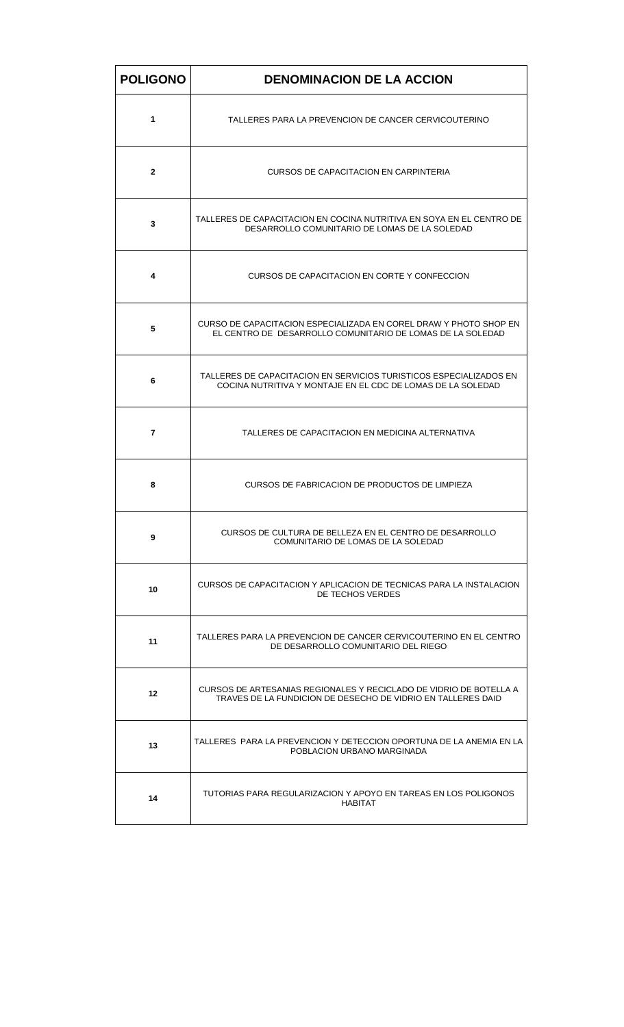| POLIGONO | DENOMINACION DE LA ACCION |
|---|---|
| 1 | TALLERES PARA LA PREVENCION DE CANCER CERVICOUTERINO |
| 2 | CURSOS DE CAPACITACION EN CARPINTERIA |
| 3 | TALLERES DE CAPACITACION EN COCINA NUTRITIVA EN SOYA EN EL CENTRO DE DESARROLLO COMUNITARIO DE LOMAS DE LA SOLEDAD |
| 4 | CURSOS DE CAPACITACION EN CORTE Y CONFECCION |
| 5 | CURSO DE CAPACITACION ESPECIALIZADA EN COREL DRAW Y PHOTO SHOP EN EL CENTRO DE DESARROLLO COMUNITARIO DE LOMAS DE LA SOLEDAD |
| 6 | TALLERES DE CAPACITACION EN SERVICIOS TURISTICOS ESPECIALIZADOS EN COCINA NUTRITIVA Y MONTAJE EN EL CDC DE LOMAS DE LA SOLEDAD |
| 7 | TALLERES DE CAPACITACION EN MEDICINA ALTERNATIVA |
| 8 | CURSOS DE FABRICACION DE PRODUCTOS DE LIMPIEZA |
| 9 | CURSOS DE CULTURA DE BELLEZA EN EL CENTRO DE DESARROLLO COMUNITARIO DE LOMAS DE LA SOLEDAD |
| 10 | CURSOS DE CAPACITACION Y APLICACION DE TECNICAS PARA LA INSTALACION DE TECHOS VERDES |
| 11 | TALLERES PARA LA PREVENCION DE CANCER CERVICOUTERINO EN EL CENTRO DE DESARROLLO COMUNITARIO DEL RIEGO |
| 12 | CURSOS DE ARTESANIAS REGIONALES Y RECICLADO DE VIDRIO DE BOTELLA A TRAVES DE LA FUNDICION DE DESECHO DE VIDRIO EN TALLERES DAID |
| 13 | TALLERES PARA LA PREVENCION Y DETECCION OPORTUNA DE LA ANEMIA EN LA POBLACION URBANO MARGINADA |
| 14 | TUTORIAS PARA REGULARIZACION Y APOYO EN TAREAS EN LOS POLIGONOS HABITAT |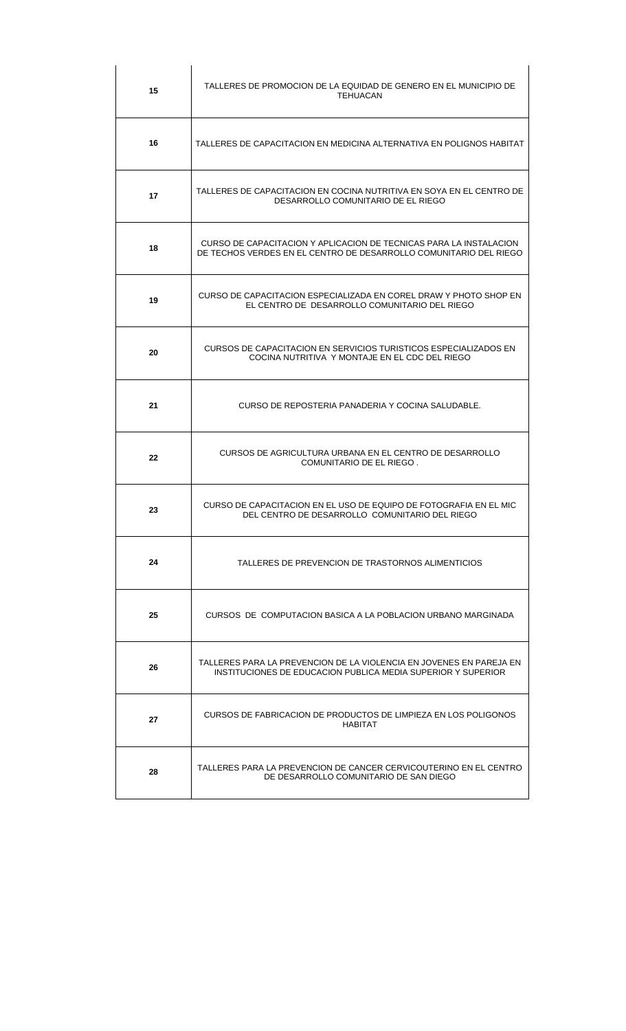| | |
|---|---|
| **15** | TALLERES DE PROMOCION DE LA EQUIDAD DE GENERO EN EL MUNICIPIO DE TEHUACAN |
| **16** | TALLERES DE CAPACITACION EN MEDICINA ALTERNATIVA EN POLIGNOS HABITAT |
| **17** | TALLERES DE CAPACITACION EN COCINA NUTRITIVA EN SOYA EN EL CENTRO DE DESARROLLO COMUNITARIO DE EL RIEGO |
| **18** | CURSO DE CAPACITACION Y APLICACION DE TECNICAS PARA LA INSTALACION DE TECHOS VERDES EN EL CENTRO DE DESARROLLO COMUNITARIO DEL RIEGO |
| **19** | CURSO DE CAPACITACION ESPECIALIZADA EN COREL DRAW Y PHOTO SHOP EN EL CENTRO DE DESARROLLO COMUNITARIO DEL RIEGO |
| **20** | CURSOS DE CAPACITACION EN SERVICIOS TURISTICOS ESPECIALIZADOS EN COCINA NUTRITIVA Y MONTAJE EN EL CDC DEL RIEGO |
| **21** | CURSO DE REPOSTERIA PANADERIA Y COCINA SALUDABLE. |
| **22** | CURSOS DE AGRICULTURA URBANA EN EL CENTRO DE DESARROLLO COMUNITARIO DE EL RIEGO . |
| **23** | CURSO DE CAPACITACION EN EL USO DE EQUIPO DE FOTOGRAFIA EN EL MIC DEL CENTRO DE DESARROLLO COMUNITARIO DEL RIEGO |
| **24** | TALLERES DE PREVENCION DE TRASTORNOS ALIMENTICIOS |
| **25** | CURSOS DE COMPUTACION BASICA A LA POBLACION URBANO MARGINADA |
| **26** | TALLERES PARA LA PREVENCION DE LA VIOLENCIA EN JOVENES EN PAREJA EN INSTITUCIONES DE EDUCACION PUBLICA MEDIA SUPERIOR Y SUPERIOR |
| **27** | CURSOS DE FABRICACION DE PRODUCTOS DE LIMPIEZA EN LOS POLIGONOS HABITAT |
| **28** | TALLERES PARA LA PREVENCION DE CANCER CERVICOUTERINO EN EL CENTRO DE DESARROLLO COMUNITARIO DE SAN DIEGO |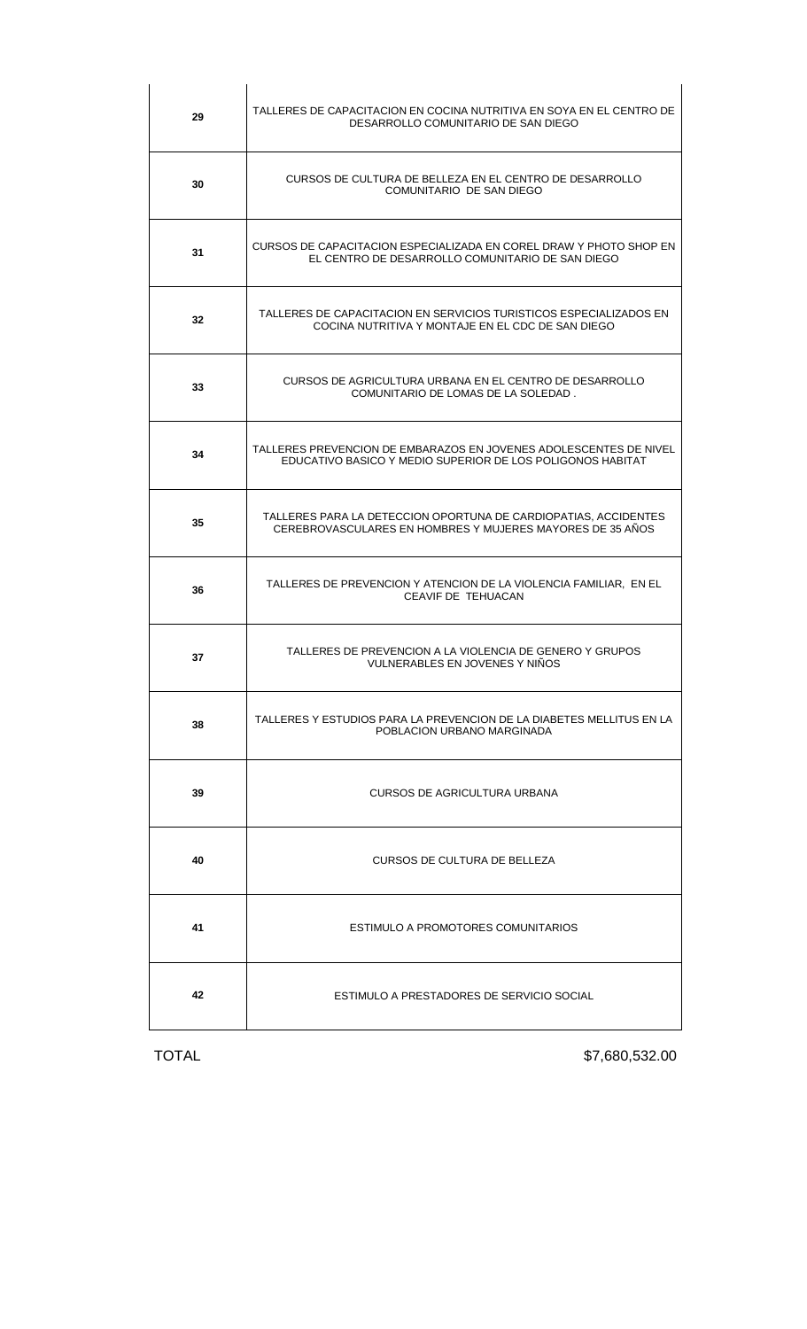| | |
|---|---|
| **29** | TALLERES DE CAPACITACION EN COCINA NUTRITIVA EN SOYA EN EL CENTRO DE DESARROLLO COMUNITARIO DE SAN DIEGO |
| **30** | CURSOS DE CULTURA DE BELLEZA EN EL CENTRO DE DESARROLLO COMUNITARIO DE SAN DIEGO |
| **31** | CURSOS DE CAPACITACION ESPECIALIZADA EN COREL DRAW Y PHOTO SHOP EN EL CENTRO DE DESARROLLO COMUNITARIO DE SAN DIEGO |
| **32** | TALLERES DE CAPACITACION EN SERVICIOS TURISTICOS ESPECIALIZADOS EN COCINA NUTRITIVA Y MONTAJE EN EL CDC DE SAN DIEGO |
| **33** | CURSOS DE AGRICULTURA URBANA EN EL CENTRO DE DESARROLLO COMUNITARIO DE LOMAS DE LA SOLEDAD . |
| **34** | TALLERES PREVENCION DE EMBARAZOS EN JOVENES ADOLESCENTES DE NIVEL EDUCATIVO BASICO Y MEDIO SUPERIOR DE LOS POLIGONOS HABITAT |
| **35** | TALLERES PARA LA DETECCION OPORTUNA DE CARDIOPATIAS, ACCIDENTES CEREBROVASCULARES EN HOMBRES Y MUJERES MAYORES DE 35 AÑOS |
| **36** | TALLERES DE PREVENCION Y ATENCION DE LA VIOLENCIA FAMILIAR, EN EL CEAVIF DE TEHUACAN |
| **37** | TALLERES DE PREVENCION A LA VIOLENCIA DE GENERO Y GRUPOS VULNERABLES EN JOVENES Y NIÑOS |
| **38** | TALLERES Y ESTUDIOS PARA LA PREVENCION DE LA DIABETES MELLITUS EN LA POBLACION URBANO MARGINADA |
| **39** | CURSOS DE AGRICULTURA URBANA |
| **40** | CURSOS DE CULTURA DE BELLEZA |
| **41** | ESTIMULO A PROMOTORES COMUNITARIOS |
| **42** | ESTIMULO A PRESTADORES DE SERVICIO SOCIAL |

TOTAL $7,680,532.00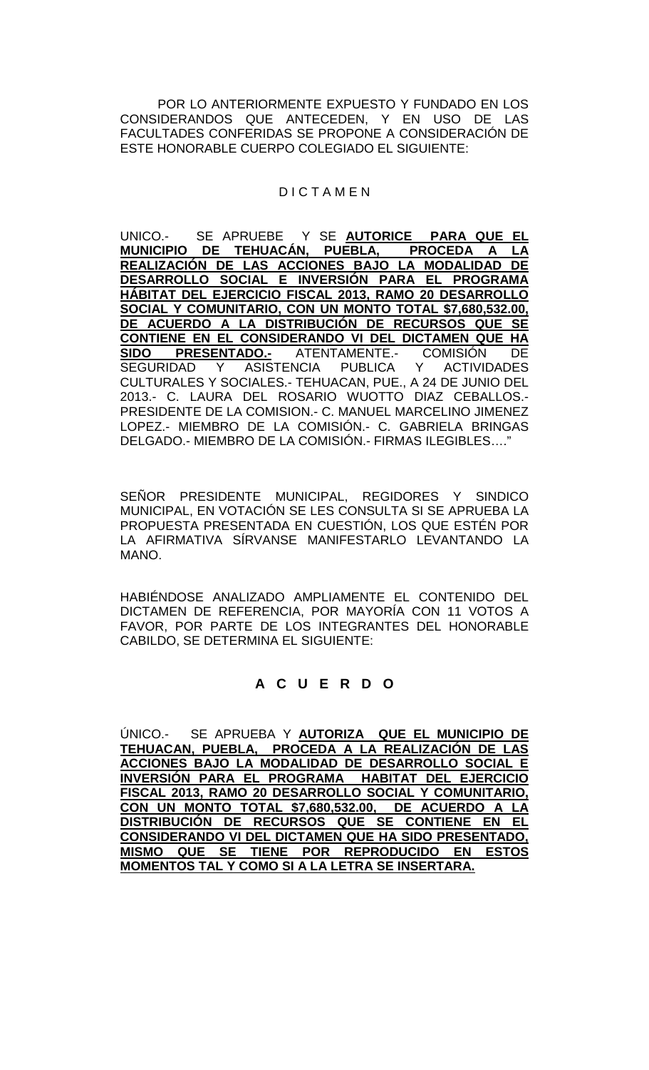POR LO ANTERIORMENTE EXPUESTO Y FUNDADO EN LOS CONSIDERANDOS QUE ANTECEDEN, Y EN USO DE LAS FACULTADES CONFERIDAS SE PROPONE A CONSIDERACIÓN DE ESTE HONORABLE CUERPO COLEGIADO EL SIGUIENTE:

D I C T A M E N

UNICO.- SE APRUEBE Y SE **AUTORICE PARA QUE EL MUNICIPIO DE TEHUACÁN, PUEBLA, PROCEDA A LA REALIZACIÓN DE LAS ACCIONES BAJO LA MODALIDAD DE DESARROLLO SOCIAL E INVERSIÓN PARA EL PROGRAMA HÁBITAT DEL EJERCICIO FISCAL 2013, RAMO 20 DESARROLLO SOCIAL Y COMUNITARIO, CON UN MONTO TOTAL $7,680,532.00, DE ACUERDO A LA DISTRIBUCIÓN DE RECURSOS QUE SE CONTIENE EN EL CONSIDERANDO VI DEL DICTAMEN QUE HA SIDO PRESENTADO.-** ATENTAMENTE.- COMISIÓN DE SEGURIDAD Y ASISTENCIA PUBLICA Y ACTIVIDADES CULTURALES Y SOCIALES.- TEHUACAN, PUE., A 24 DE JUNIO DEL 2013.- C. LAURA DEL ROSARIO WUOTTO DIAZ CEBALLOS.- PRESIDENTE DE LA COMISION.- C. MANUEL MARCELINO JIMENEZ LOPEZ.- MIEMBRO DE LA COMISIÓN.- C. GABRIELA BRINGAS DELGADO.- MIEMBRO DE LA COMISIÓN.- FIRMAS ILEGIBLES…."

SEÑOR PRESIDENTE MUNICIPAL, REGIDORES Y SINDICO MUNICIPAL, EN VOTACIÓN SE LES CONSULTA SI SE APRUEBA LA PROPUESTA PRESENTADA EN CUESTIÓN, LOS QUE ESTÉN POR LA AFIRMATIVA SÍRVANSE MANIFESTARLO LEVANTANDO LA MANO.

HABIÉNDOSE ANALIZADO AMPLIAMENTE EL CONTENIDO DEL DICTAMEN DE REFERENCIA, POR MAYORÍA CON 11 VOTOS A FAVOR, POR PARTE DE LOS INTEGRANTES DEL HONORABLE CABILDO, SE DETERMINA EL SIGUIENTE:

**A C U E R D O**

ÚNICO.- SE APRUEBA Y **AUTORIZA QUE EL MUNICIPIO DE TEHUACAN, PUEBLA, PROCEDA A LA REALIZACIÓN DE LAS ACCIONES BAJO LA MODALIDAD DE DESARROLLO SOCIAL E INVERSIÓN PARA EL PROGRAMA HABITAT DEL EJERCICIO FISCAL 2013, RAMO 20 DESARROLLO SOCIAL Y COMUNITARIO, CON UN MONTO TOTAL $7,680,532.00, DE ACUERDO A LA DISTRIBUCIÓN DE RECURSOS QUE SE CONTIENE EN EL CONSIDERANDO VI DEL DICTAMEN QUE HA SIDO PRESENTADO, MISMO QUE SE TIENE POR REPRODUCIDO EN ESTOS MOMENTOS TAL Y COMO SI A LA LETRA SE INSERTARA.**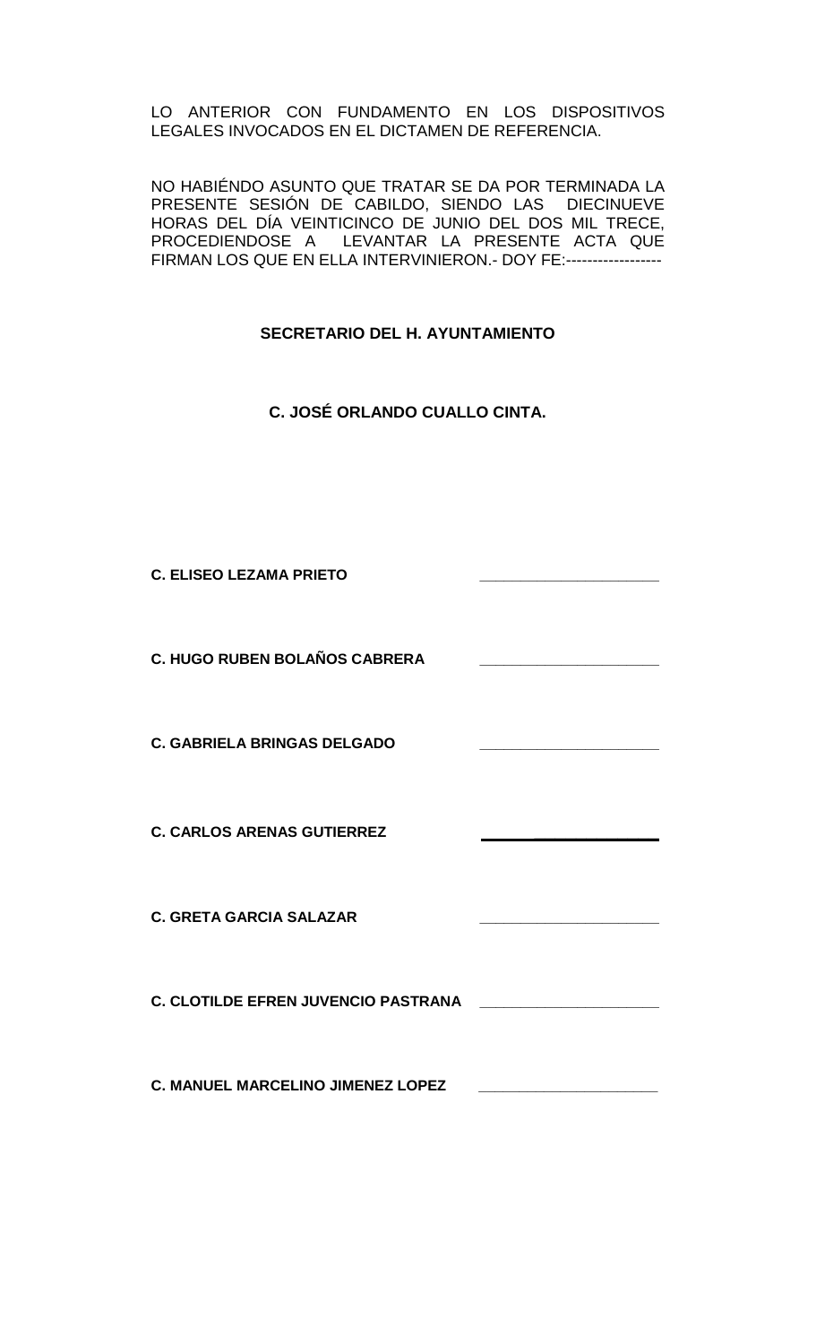LO ANTERIOR CON FUNDAMENTO EN LOS DISPOSITIVOS LEGALES INVOCADOS EN EL DICTAMEN DE REFERENCIA.

NO HABIÉNDO ASUNTO QUE TRATAR SE DA POR TERMINADA LA PRESENTE SESIÓN DE CABILDO, SIENDO LAS DIECINUEVE HORAS DEL DÍA VEINTICINCO DE JUNIO DEL DOS MIL TRECE, PROCEDIENDOSE A LEVANTAR LA PRESENTE ACTA QUE FIRMAN LOS QUE EN ELLA INTERVINIERON.- DOY FE:------------------

**SECRETARIO DEL H. AYUNTAMIENTO**

**C. JOSÉ ORLANDO CUALLO CINTA.**

**C. ELISEO LEZAMA PRIETO** ____________________

**C. HUGO RUBEN BOLAÑOS CABRERA** ____________________

**C. GABRIELA BRINGAS DELGADO** ____________________

**C. CARLOS ARENAS GUTIERREZ** ____________________

**C. GRETA GARCIA SALAZAR** ____________________

**C. CLOTILDE EFREN JUVENCIO PASTRANA** ____________________

**C. MANUEL MARCELINO JIMENEZ LOPEZ** ____________________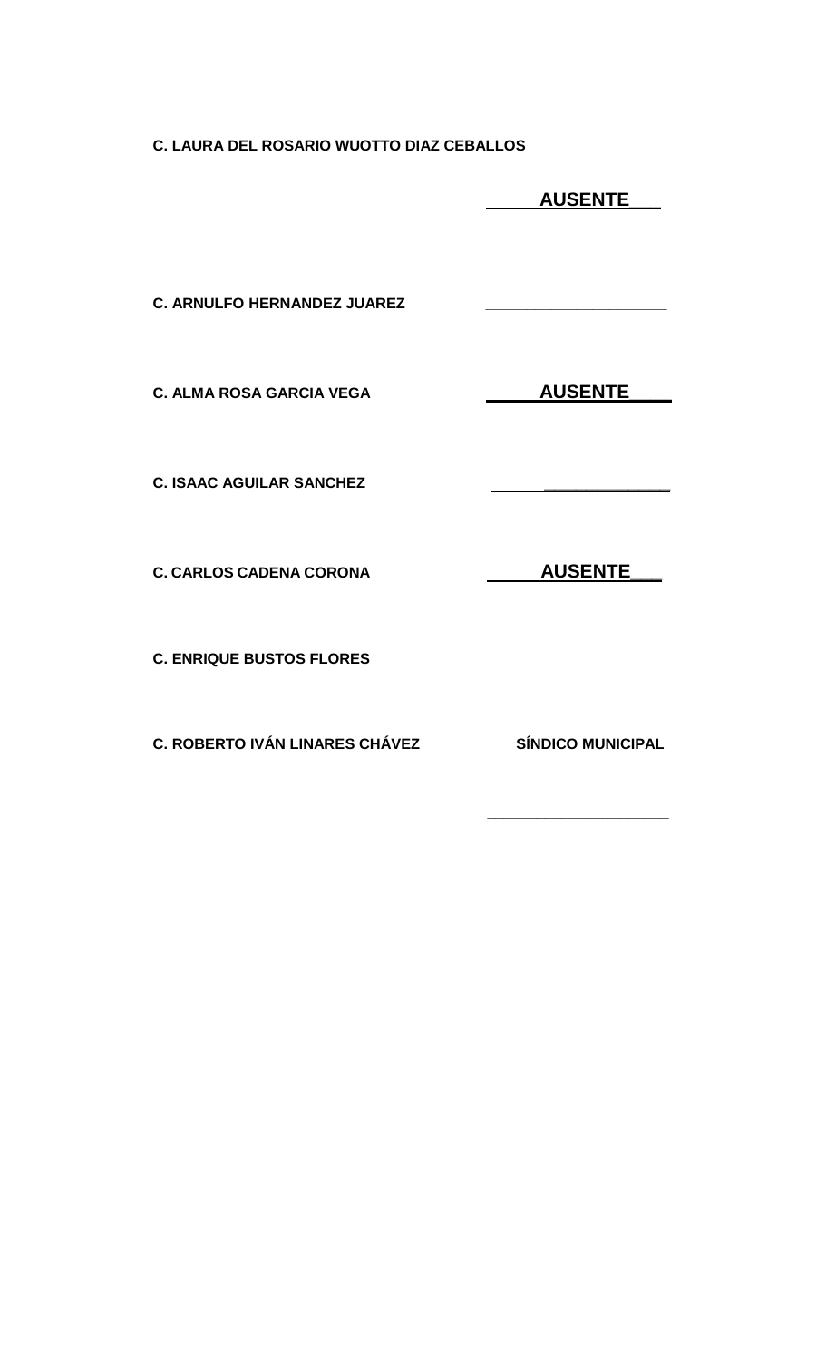**C. LAURA DEL ROSARIO WUOTTO DIAZ CEBALLOS**

**AUSENTE**

| | |
|---|---|
| **C. ARNULFO HERNANDEZ JUAREZ** | ____________________ |
| **C. ALMA ROSA GARCIA VEGA** | **AUSENTE** |
| **C. ISAAC AGUILAR SANCHEZ** | ____________________ |
| **C. CARLOS CADENA CORONA** | **AUSENTE** |
| **C. ENRIQUE BUSTOS FLORES** | ____________________ |
| **C. ROBERTO IVÁN LINARES CHÁVEZ** | **SÍNDICO MUNICIPAL** |
| | ____________________ |